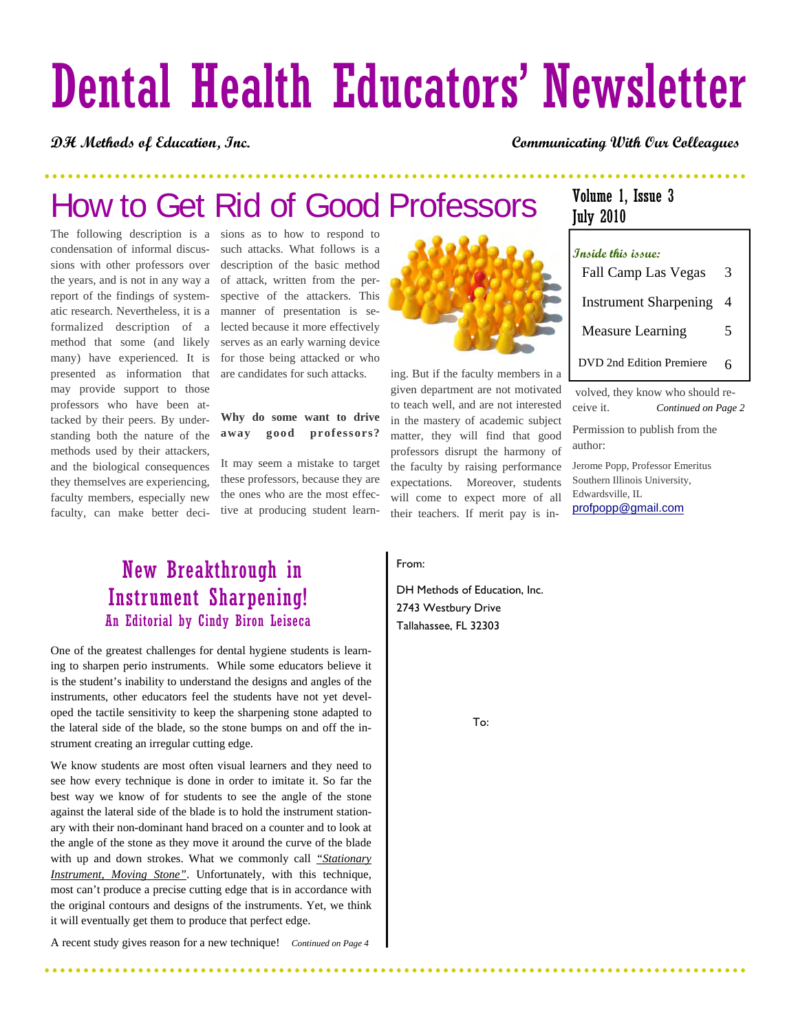# Dental Health Educators' Newsletter

**DH Methods of Education, Inc.** — **Communicating With Our Colleagues**

Volume 1, Issue 3
July 2010

## How to Get Rid of Good Professors

The following description is a condensation of informal discussions with other professors over the years, and is not in any way a report of the findings of systematic research. Nevertheless, it is a formalized description of a method that some (and likely many) have experienced. It is presented as information that may provide support to those professors who have been attacked by their peers. By understanding both the nature of the methods used by their attackers, and the biological consequences they themselves are experiencing, faculty members, especially new faculty, can make better decisions as to how to respond to such attacks. What follows is a description of the basic method of attack, written from the perspective of the attackers. This manner of presentation is selected because it more effectively serves as an early warning device for those being attacked or who are candidates for such attacks.

**Why do some want to drive away good professors?**

It may seem a mistake to target these professors, because they are the ones who are the most effective at producing student learning. But if the faculty members in a given department are not motivated to teach well, and are not interested in the mastery of academic subject matter, they will find that good professors disrupt the harmony of the faculty by raising performance expectations. Moreover, students will come to expect more of all their teachers. If merit pay is involved, they know who should receive it. *Continued on Page 2*

Permission to publish from the author:

Jerome Popp, Professor Emeritus
Southern Illinois University,
Edwardsville, IL
profpopp@gmail.com

**Inside this issue:**

| | |
|---|---|
| Fall Camp Las Vegas | 3 |
| Instrument Sharpening | 4 |
| Measure Learning | 5 |
| DVD 2nd Edition Premiere | 6 |

## New Breakthrough in Instrument Sharpening!

### An Editorial by Cindy Biron Leiseca

One of the greatest challenges for dental hygiene students is learning to sharpen perio instruments. While some educators believe it is the student's inability to understand the designs and angles of the instruments, other educators feel the students have not yet developed the tactile sensitivity to keep the sharpening stone adapted to the lateral side of the blade, so the stone bumps on and off the instrument creating an irregular cutting edge.

We know students are most often visual learners and they need to see how every technique is done in order to imitate it. So far the best way we know of for students to see the angle of the stone against the lateral side of the blade is to hold the instrument stationary with their non-dominant hand braced on a counter and to look at the angle of the stone as they move it around the curve of the blade with up and down strokes. What we commonly call *"Stationary Instrument, Moving Stone"*. Unfortunately, with this technique, most can't produce a precise cutting edge that is in accordance with the original contours and designs of the instruments. Yet, we think it will eventually get them to produce that perfect edge.

A recent study gives reason for a new technique! *Continued on Page 4*

From:

DH Methods of Education, Inc.
2743 Westbury Drive
Tallahassee, FL 32303

To: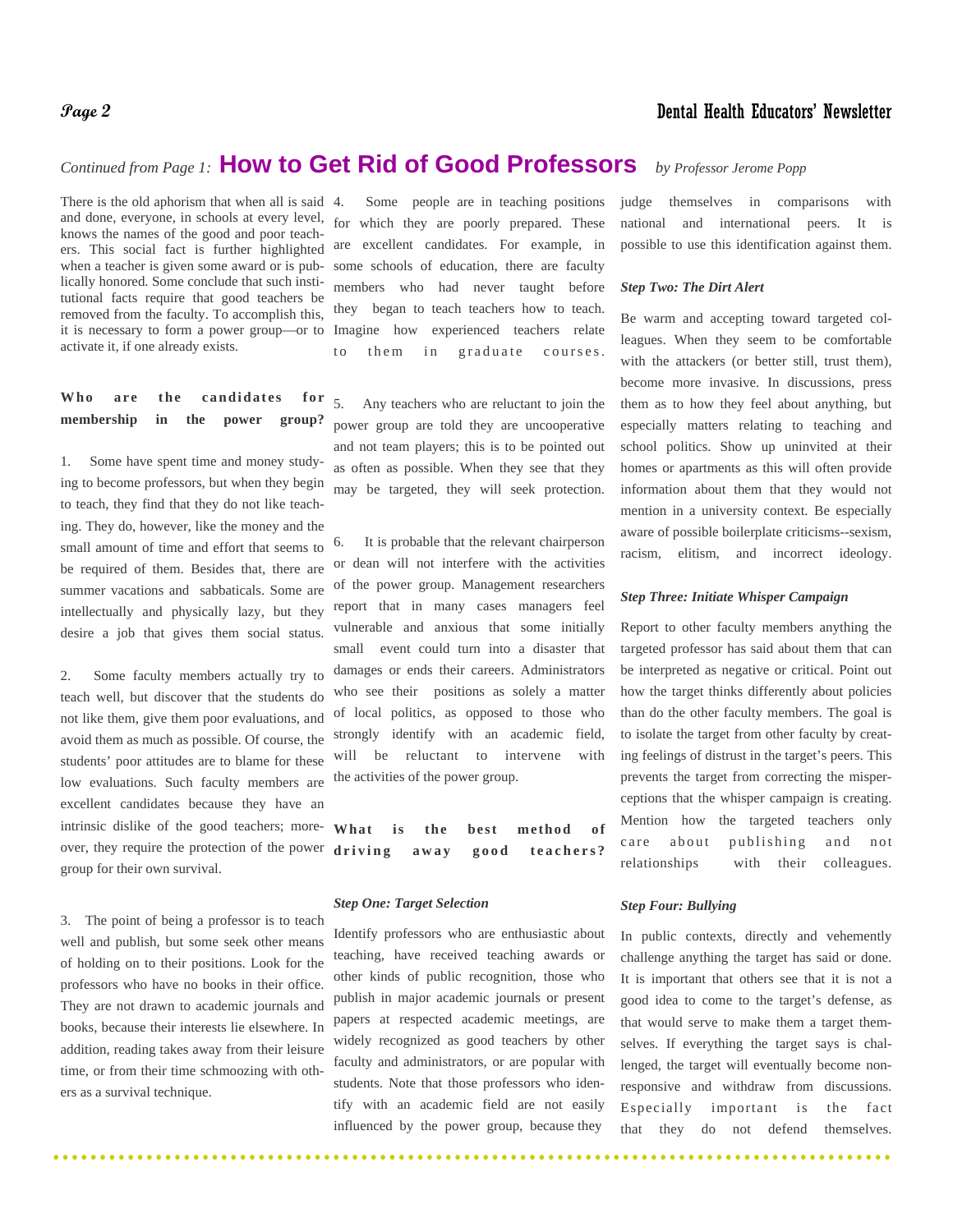*Continued from Page 1:* **How to Get Rid of Good Professors** *by Professor Jerome Popp*

There is the old aphorism that when all is said and done, everyone, in schools at every level, knows the names of the good and poor teachers. This social fact is further highlighted when a teacher is given some award or is publicly honored. Some conclude that such institutional facts require that good teachers be removed from the faculty. To accomplish this, it is necessary to form a power group—or to activate it, if one already exists.

**Who are the candidates for membership in the power group?**

1. Some have spent time and money studying to become professors, but when they begin to teach, they find that they do not like teaching. They do, however, like the money and the small amount of time and effort that seems to be required of them. Besides that, there are summer vacations and sabbaticals. Some are intellectually and physically lazy, but they desire a job that gives them social status.

2. Some faculty members actually try to teach well, but discover that the students do not like them, give them poor evaluations, and avoid them as much as possible. Of course, the students' poor attitudes are to blame for these low evaluations. Such faculty members are excellent candidates because they have an intrinsic dislike of the good teachers; moreover, they require the protection of the power group for their own survival.

3. The point of being a professor is to teach well and publish, but some seek other means of holding on to their positions. Look for the professors who have no books in their office. They are not drawn to academic journals and books, because their interests lie elsewhere. In addition, reading takes away from their leisure time, or from their time schmoozing with others as a survival technique.

4. Some people are in teaching positions for which they are poorly prepared. These are excellent candidates. For example, in some schools of education, there are faculty members who had never taught before they began to teach teachers how to teach. Imagine how experienced teachers relate to them in graduate courses.

5. Any teachers who are reluctant to join the power group are told they are uncooperative and not team players; this is to be pointed out as often as possible. When they see that they may be targeted, they will seek protection.

6. It is probable that the relevant chairperson or dean will not interfere with the activities of the power group. Management researchers report that in many cases managers feel vulnerable and anxious that some initially small event could turn into a disaster that damages or ends their careers. Administrators who see their positions as solely a matter of local politics, as opposed to those who strongly identify with an academic field, will be reluctant to intervene with the activities of the power group.

**What is the best method of driving away good teachers?**

***Step One: Target Selection***

Identify professors who are enthusiastic about teaching, have received teaching awards or other kinds of public recognition, those who publish in major academic journals or present papers at respected academic meetings, are widely recognized as good teachers by other faculty and administrators, or are popular with students. Note that those professors who identify with an academic field are not easily influenced by the power group, because they judge themselves in comparisons with national and international peers. It is possible to use this identification against them.

***Step Two: The Dirt Alert***

Be warm and accepting toward targeted colleagues. When they seem to be comfortable with the attackers (or better still, trust them), become more invasive. In discussions, press them as to how they feel about anything, but especially matters relating to teaching and school politics. Show up uninvited at their homes or apartments as this will often provide information about them that they would not mention in a university context. Be especially aware of possible boilerplate criticisms--sexism, racism, elitism, and incorrect ideology.

***Step Three: Initiate Whisper Campaign***

Report to other faculty members anything the targeted professor has said about them that can be interpreted as negative or critical. Point out how the target thinks differently about policies than do the other faculty members. The goal is to isolate the target from other faculty by creating feelings of distrust in the target's peers. This prevents the target from correcting the misperceptions that the whisper campaign is creating. Mention how the targeted teachers only care about publishing and not relationships with their colleagues.

***Step Four: Bullying***

In public contexts, directly and vehemently challenge anything the target has said or done. It is important that others see that it is not a good idea to come to the target's defense, as that would serve to make them a target themselves. If everything the target says is challenged, the target will eventually become nonresponsive and withdraw from discussions. Especially important is the fact that they do not defend themselves.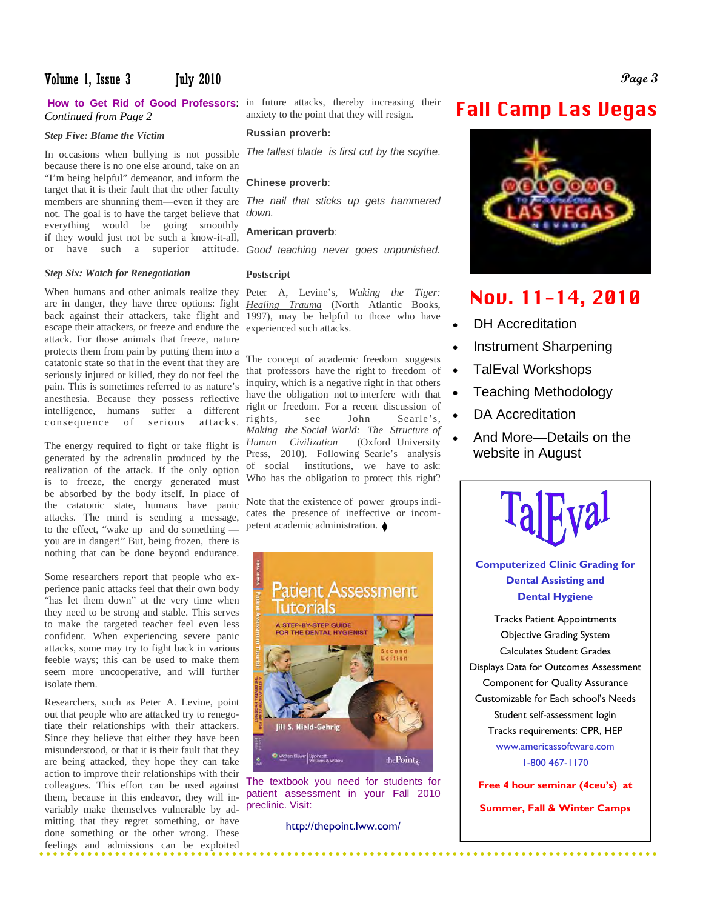**How to Get Rid of Good Professors:** *Continued from Page 2*

***Step Five: Blame the Victim***

In occasions when bullying is not possible because there is no one else around, take on an "I'm being helpful" demeanor, and inform the target that it is their fault that the other faculty members are shunning them—even if they are not. The goal is to have the target believe that everything would be going smoothly if they would just not be such a know-it-all, or have such a superior attitude.

***Step Six: Watch for Renegotiation***

When humans and other animals realize they are in danger, they have three options: fight back against their attackers, take flight and escape their attackers, or freeze and endure the attack. For those animals that freeze, nature protects them from pain by putting them into a catatonic state so that in the event that they are seriously injured or killed, they do not feel the pain. This is sometimes referred to as nature's anesthesia. Because they possess reflective intelligence, humans suffer a different consequence of serious attacks.

The energy required to fight or take flight is generated by the adrenalin produced by the realization of the attack. If the only option is to freeze, the energy generated must be absorbed by the body itself. In place of the catatonic state, humans have panic attacks. The mind is sending a message, to the effect, "wake up and do something — you are in danger!" But, being frozen, there is nothing that can be done beyond endurance.

Some researchers report that people who experience panic attacks feel that their own body "has let them down" at the very time when they need to be strong and stable. This serves to make the targeted teacher feel even less confident. When experiencing severe panic attacks, some may try to fight back in various feeble ways; this can be used to make them seem more uncooperative, and will further isolate them.

Researchers, such as Peter A. Levine, point out that people who are attacked try to renegotiate their relationships with their attackers. Since they believe that either they have been misunderstood, or that it is their fault that they are being attacked, they hope they can take action to improve their relationships with their colleagues. This effort can be used against them, because in this endeavor, they will invariably make themselves vulnerable by admitting that they regret something, or have done something or the other wrong. These feelings and admissions can be exploited in future attacks, thereby increasing their anxiety to the point that they will resign.

**Russian proverb:**

*The tallest blade is first cut by the scythe.*

**Chinese proverb:**

*The nail that sticks up gets hammered down.*

**American proverb:**

*Good teaching never goes unpunished.*

**Postscript**

Peter A, Levine's, *Waking the Tiger: Healing Trauma* (North Atlantic Books, 1997), may be helpful to those who have experienced such attacks.

The concept of academic freedom suggests that professors have the right to freedom of inquiry, which is a negative right in that others have the obligation not to interfere with that right or freedom. For a recent discussion of rights, see John Searle's, *Making the Social World: The Structure of Human Civilization* (Oxford University Press, 2010). Following Searle's analysis of social institutions, we have to ask: Who has the obligation to protect this right?

Note that the existence of power groups indicates the presence of ineffective or incompetent academic administration. ⧫

The textbook you need for students for patient assessment in your Fall 2010 preclinic. Visit:

http://thepoint.lww.com/

# Fall Camp Las Vegas

## Nov. 11-14, 2010

- DH Accreditation
- Instrument Sharpening
- TalEval Workshops
- Teaching Methodology
- DA Accreditation
- And More—Details on the website in August

## TalEval

**Computerized Clinic Grading for Dental Assisting and Dental Hygiene**

Tracks Patient Appointments
Objective Grading System
Calculates Student Grades
Displays Data for Outcomes Assessment
Component for Quality Assurance
Customizable for Each school's Needs
Student self-assessment login
Tracks requirements: CPR, HEP

www.americassoftware.com

1-800 467-1170

**Free 4 hour seminar (4ceu's) at Summer, Fall & Winter Camps**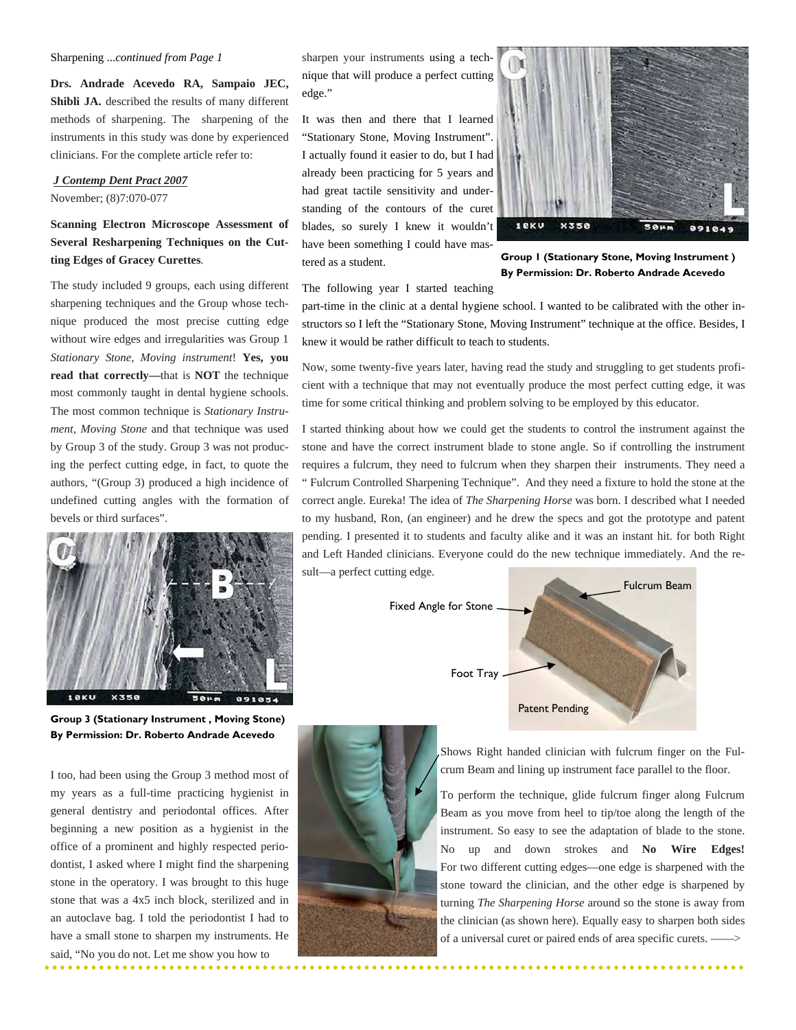Sharpening *...continued from Page 1*

**Drs. Andrade Acevedo RA, Sampaio JEC, Shibli JA.** described the results of many different methods of sharpening. The sharpening of the instruments in this study was done by experienced clinicians. For the complete article refer to:

***J Contemp Dent Pract 2007***
November; (8)7:070-077

**Scanning Electron Microscope Assessment of Several Resharpening Techniques on the Cutting Edges of Gracey Curettes**.

The study included 9 groups, each using different sharpening techniques and the Group whose technique produced the most precise cutting edge without wire edges and irregularities was Group 1 *Stationary Stone, Moving instrument*! **Yes, you read that correctly—**that is **NOT** the technique most commonly taught in dental hygiene schools. The most common technique is *Stationary Instrument, Moving Stone* and that technique was used by Group 3 of the study. Group 3 was not producing the perfect cutting edge, in fact, to quote the authors, "(Group 3) produced a high incidence of undefined cutting angles with the formation of bevels or third surfaces".

**Group 3 (Stationary Instrument , Moving Stone)**
**By Permission: Dr. Roberto Andrade Acevedo**

I too, had been using the Group 3 method most of my years as a full-time practicing hygienist in general dentistry and periodontal offices. After beginning a new position as a hygienist in the office of a prominent and highly respected periodontist, I asked where I might find the sharpening stone in the operatory. I was brought to this huge stone that was a 4x5 inch block, sterilized and in an autoclave bag. I told the periodontist I had to have a small stone to sharpen my instruments. He said, "No you do not. Let me show you how to sharpen your instruments using a technique that will produce a perfect cutting edge."

It was then and there that I learned "Stationary Stone, Moving Instrument". I actually found it easier to do, but I had already been practicing for 5 years and had great tactile sensitivity and understanding of the contours of the curet blades, so surely I knew it wouldn't have been something I could have mastered as a student.

**Group 1 (Stationary Stone, Moving Instrument )**
**By Permission: Dr. Roberto Andrade Acevedo**

The following year I started teaching part-time in the clinic at a dental hygiene school. I wanted to be calibrated with the other instructors so I left the "Stationary Stone, Moving Instrument" technique at the office. Besides, I knew it would be rather difficult to teach to students.

Now, some twenty-five years later, having read the study and struggling to get students proficient with a technique that may not eventually produce the most perfect cutting edge, it was time for some critical thinking and problem solving to be employed by this educator.

I started thinking about how we could get the students to control the instrument against the stone and have the correct instrument blade to stone angle. So if controlling the instrument requires a fulcrum, they need to fulcrum when they sharpen their instruments. They need a " Fulcrum Controlled Sharpening Technique". And they need a fixture to hold the stone at the correct angle. Eureka! The idea of *The Sharpening Horse* was born. I described what I needed to my husband, Ron, (an engineer) and he drew the specs and got the prototype and patent pending. I presented it to students and faculty alike and it was an instant hit. for both Right and Left Handed clinicians. Everyone could do the new technique immediately. And the result—a perfect cutting edge.

Fulcrum Beam
Fixed Angle for Stone
Foot Tray
Patent Pending

Shows Right handed clinician with fulcrum finger on the Fulcrum Beam and lining up instrument face parallel to the floor.

To perform the technique, glide fulcrum finger along Fulcrum Beam as you move from heel to tip/toe along the length of the instrument. So easy to see the adaptation of blade to the stone. No up and down strokes and **No Wire Edges!** For two different cutting edges—one edge is sharpened with the stone toward the clinician, and the other edge is sharpened by turning *The Sharpening Horse* around so the stone is away from the clinician (as shown here). Equally easy to sharpen both sides of a universal curet or paired ends of area specific curets. ——>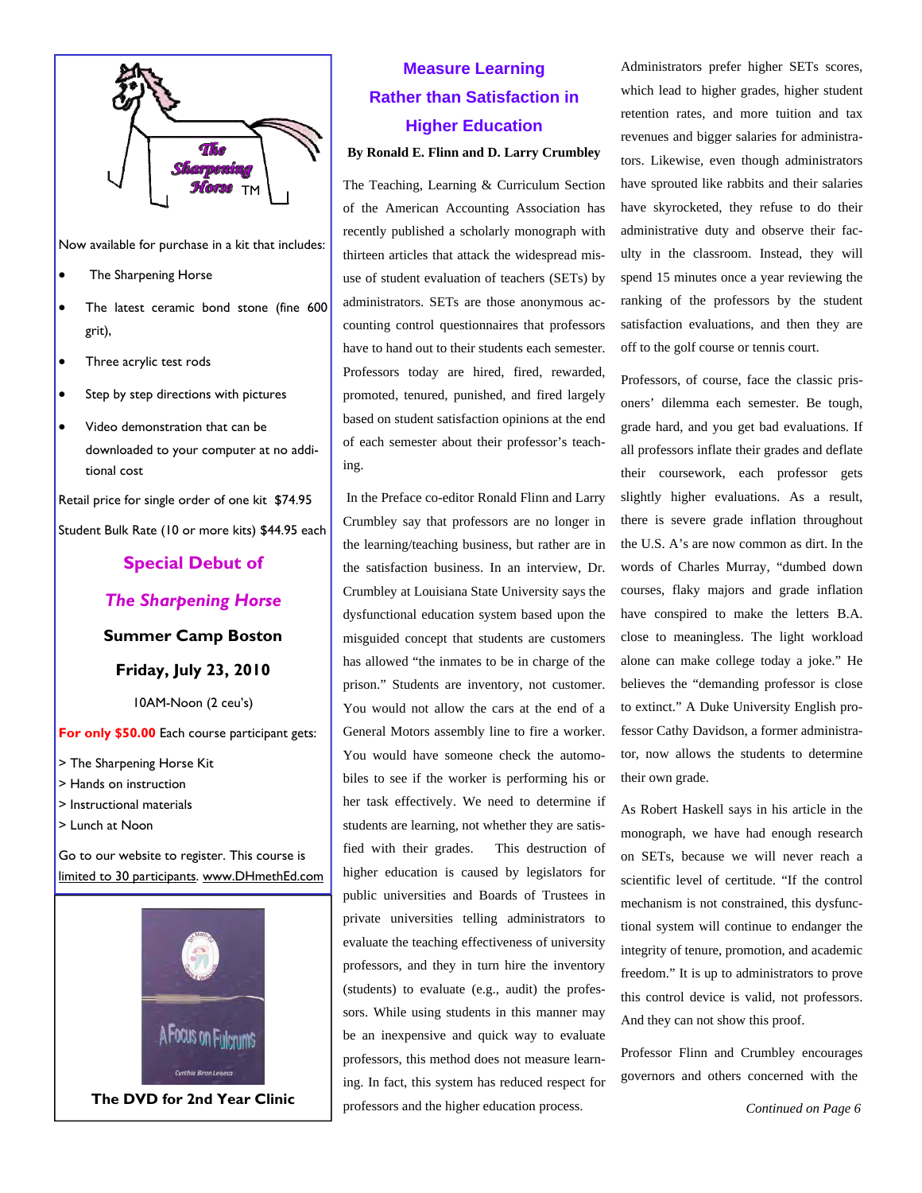**The Sharpening Horse** TM

Now available for purchase in a kit that includes:

- The Sharpening Horse
- The latest ceramic bond stone (fine 600 grit),
- Three acrylic test rods
- Step by step directions with pictures
- Video demonstration that can be downloaded to your computer at no additional cost

Retail price for single order of one kit $74.95

Student Bulk Rate (10 or more kits) $44.95 each

## Special Debut of

## *The Sharpening Horse*

**Summer Camp Boston**

**Friday, July 23, 2010**

10AM-Noon (2 ceu's)

**For only $50.00** Each course participant gets:

> The Sharpening Horse Kit
> Hands on instruction
> Instructional materials
> Lunch at Noon

Go to our website to register. This course is limited to 30 participants. www.DHmethEd.com

A Focus on Fulcrums

Cynthia Biron Leiseca

**The DVD for 2nd Year Clinic**

## Measure Learning Rather than Satisfaction in Higher Education

**By Ronald E. Flinn and D. Larry Crumbley**

The Teaching, Learning & Curriculum Section of the American Accounting Association has recently published a scholarly monograph with thirteen articles that attack the widespread misuse of student evaluation of teachers (SETs) by administrators. SETs are those anonymous accounting control questionnaires that professors have to hand out to their students each semester. Professors today are hired, fired, rewarded, promoted, tenured, punished, and fired largely based on student satisfaction opinions at the end of each semester about their professor's teaching.

In the Preface co-editor Ronald Flinn and Larry Crumbley say that professors are no longer in the learning/teaching business, but rather are in the satisfaction business. In an interview, Dr. Crumbley at Louisiana State University says the dysfunctional education system based upon the misguided concept that students are customers has allowed "the inmates to be in charge of the prison." Students are inventory, not customer. You would not allow the cars at the end of a General Motors assembly line to fire a worker. You would have someone check the automobiles to see if the worker is performing his or her task effectively. We need to determine if students are learning, not whether they are satisfied with their grades. This destruction of higher education is caused by legislators for public universities and Boards of Trustees in private universities telling administrators to evaluate the teaching effectiveness of university professors, and they in turn hire the inventory (students) to evaluate (e.g., audit) the professors. While using students in this manner may be an inexpensive and quick way to evaluate professors, this method does not measure learning. In fact, this system has reduced respect for professors and the higher education process.

Administrators prefer higher SETs scores, which lead to higher grades, higher student retention rates, and more tuition and tax revenues and bigger salaries for administrators. Likewise, even though administrators have sprouted like rabbits and their salaries have skyrocketed, they refuse to do their administrative duty and observe their faculty in the classroom. Instead, they will spend 15 minutes once a year reviewing the ranking of the professors by the student satisfaction evaluations, and then they are off to the golf course or tennis court.

Professors, of course, face the classic prisoners' dilemma each semester. Be tough, grade hard, and you get bad evaluations. If all professors inflate their grades and deflate their coursework, each professor gets slightly higher evaluations. As a result, there is severe grade inflation throughout the U.S. A's are now common as dirt. In the words of Charles Murray, "dumbed down courses, flaky majors and grade inflation have conspired to make the letters B.A. close to meaningless. The light workload alone can make college today a joke." He believes the "demanding professor is close to extinct." A Duke University English professor Cathy Davidson, a former administrator, now allows the students to determine their own grade.

As Robert Haskell says in his article in the monograph, we have had enough research on SETs, because we will never reach a scientific level of certitude. "If the control mechanism is not constrained, this dysfunctional system will continue to endanger the integrity of tenure, promotion, and academic freedom." It is up to administrators to prove this control device is valid, not professors. And they can not show this proof.

Professor Flinn and Crumbley encourages governors and others concerned with the

*Continued on Page 6*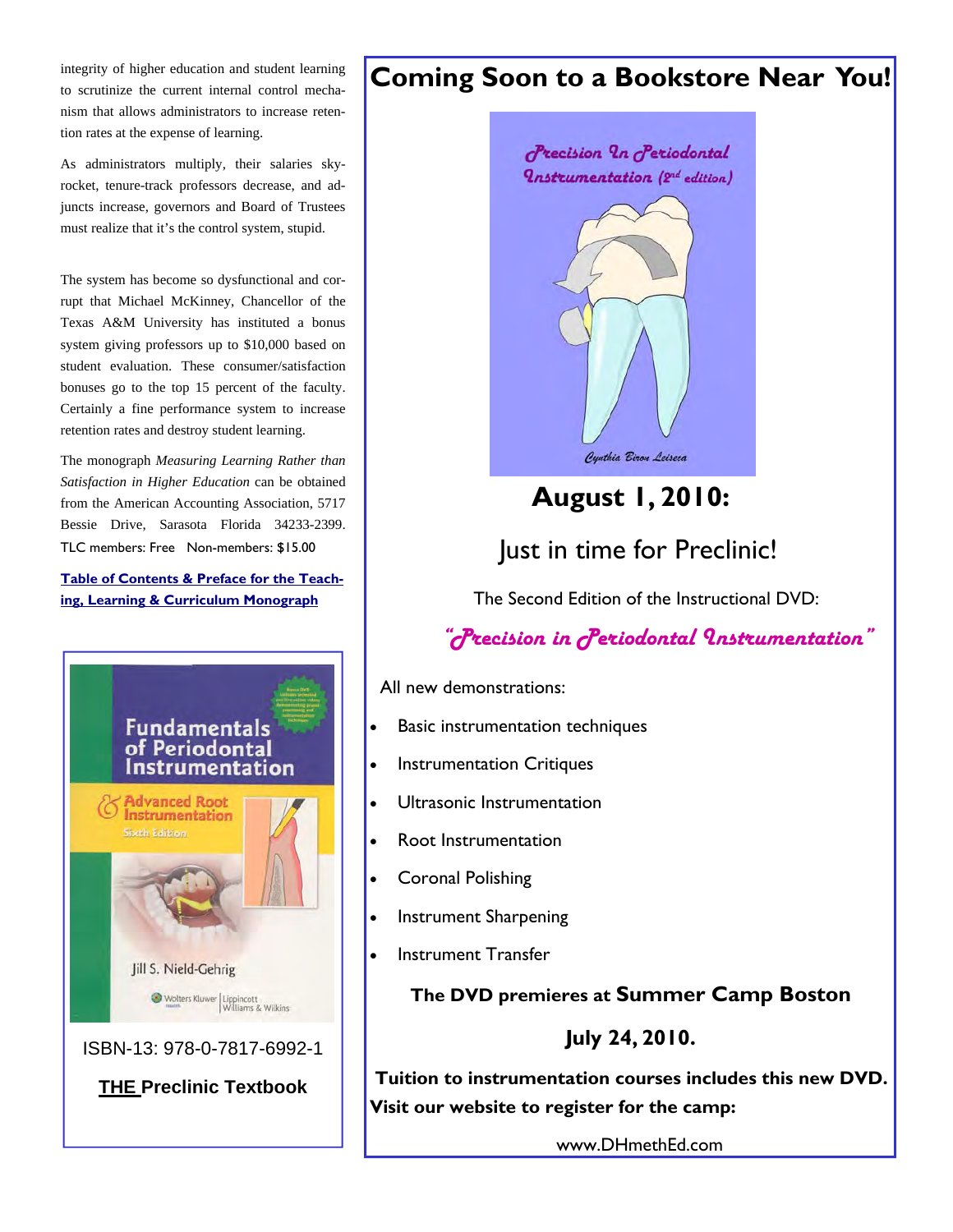integrity of higher education and student learning to scrutinize the current internal control mechanism that allows administrators to increase retention rates at the expense of learning.

As administrators multiply, their salaries skyrocket, tenure-track professors decrease, and adjuncts increase, governors and Board of Trustees must realize that it's the control system, stupid.

The system has become so dysfunctional and corrupt that Michael McKinney, Chancellor of the Texas A&M University has instituted a bonus system giving professors up to $10,000 based on student evaluation. These consumer/satisfaction bonuses go to the top 15 percent of the faculty. Certainly a fine performance system to increase retention rates and destroy student learning.

The monograph *Measuring Learning Rather than Satisfaction in Higher Education* can be obtained from the American Accounting Association, 5717 Bessie Drive, Sarasota Florida 34233-2399. TLC members: Free Non-members: $15.00

**Table of Contents & Preface for the Teaching, Learning & Curriculum Monograph**

Fundamentals of Periodontal Instrumentation & Advanced Root Instrumentation

Sixth Edition

Jill S. Nield-Gehrig

Wolters Kluwer | Lippincott Williams & Wilkins

ISBN-13: 978-0-7817-6992-1

**THE Preclinic Textbook**

# Coming Soon to a Bookstore Near You!

*Precision In Periodontal Instrumentation (2nd edition)*

*Cynthia Biron Leiseca*

## August 1, 2010:

## Just in time for Preclinic!

The Second Edition of the Instructional DVD:

*"Precision in Periodontal Instrumentation"*

All new demonstrations:

- Basic instrumentation techniques
- Instrumentation Critiques
- Ultrasonic Instrumentation
- Root Instrumentation
- Coronal Polishing
- Instrument Sharpening
- Instrument Transfer

**The DVD premieres at Summer Camp Boston**

**July 24, 2010.**

**Tuition to instrumentation courses includes this new DVD. Visit our website to register for the camp:**

www.DHmethEd.com